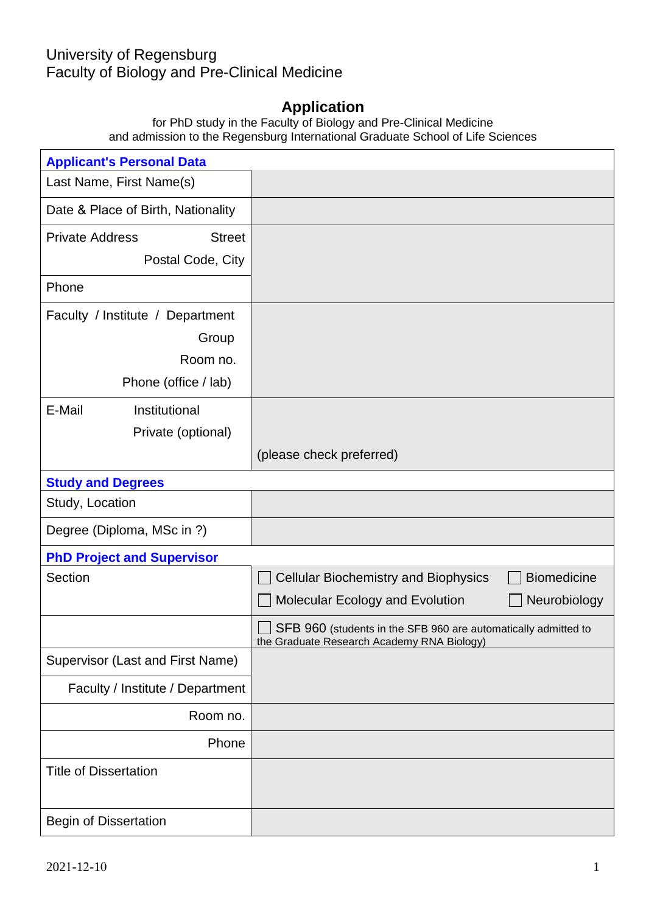University of Regensburg
Faculty of Biology and Pre-Clinical Medicine

# Application

for PhD study in the Faculty of Biology and Pre-Clinical Medicine
and admission to the Regensburg International Graduate School of Life Sciences

| **Applicant's Personal Data** | |
|---|---|
| Last Name, First Name(s) | |
| Date & Place of Birth, Nationality | |
| Private Address Street<br>Postal Code, City | |
| Phone | |
| Faculty / Institute / Department<br>Group<br>Room no.<br>Phone (office / lab) | |
| E-Mail Institutional<br>Private (optional) | (please check preferred) |
| **Study and Degrees** | |
| Study, Location | |
| Degree (Diploma, MSc in ?) | |
| **PhD Project and Supervisor** | |
| Section | ☐ Cellular Biochemistry and Biophysics ☐ Biomedicine<br>☐ Molecular Ecology and Evolution ☐ Neurobiology |
| | ☐ SFB 960 (students in the SFB 960 are automatically admitted to the Graduate Research Academy RNA Biology) |
| Supervisor (Last and First Name)<br>Faculty / Institute / Department | |
| Room no. | |
| Phone | |
| Title of Dissertation | |
| Begin of Dissertation | |

2021-12-10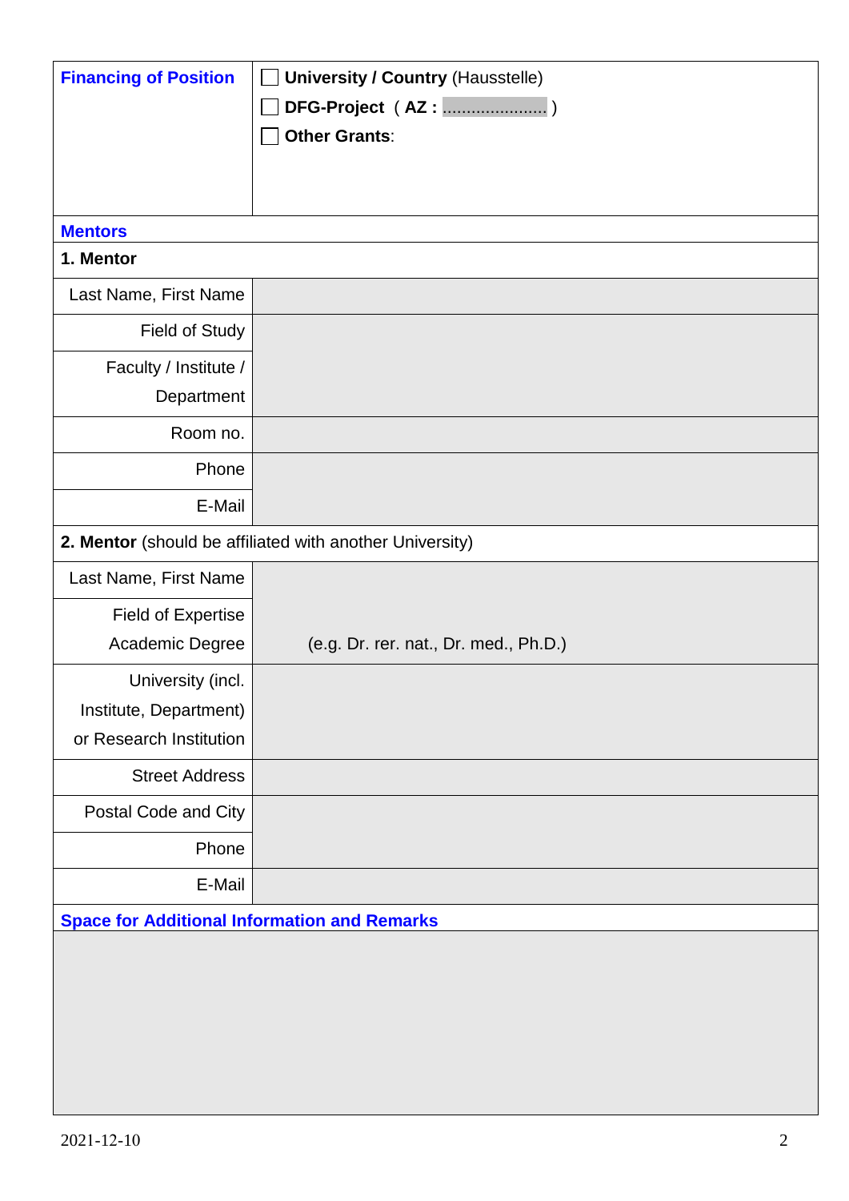| **Financing of Position** | ☐ **University / Country** (Hausstelle)<br>☐ **DFG-Project** ( **AZ :** ...................... )<br>☐ **Other Grants**: |
|---|---|

**Mentors**

**1. Mentor**

| | |
|---|---|
| Last Name, First Name | |
| Field of Study | |
| Faculty / Institute / Department | |
| Room no. | |
| Phone | |
| E-Mail | |

**2. Mentor** (should be affiliated with another University)

| | |
|---|---|
| Last Name, First Name | |
| Field of Expertise<br>Academic Degree | (e.g. Dr. rer. nat., Dr. med., Ph.D.) |
| University (incl. Institute, Department) or Research Institution | |
| Street Address | |
| Postal Code and City | |
| Phone | |
| E-Mail | |

**Space for Additional Information and Remarks**

2021-12-10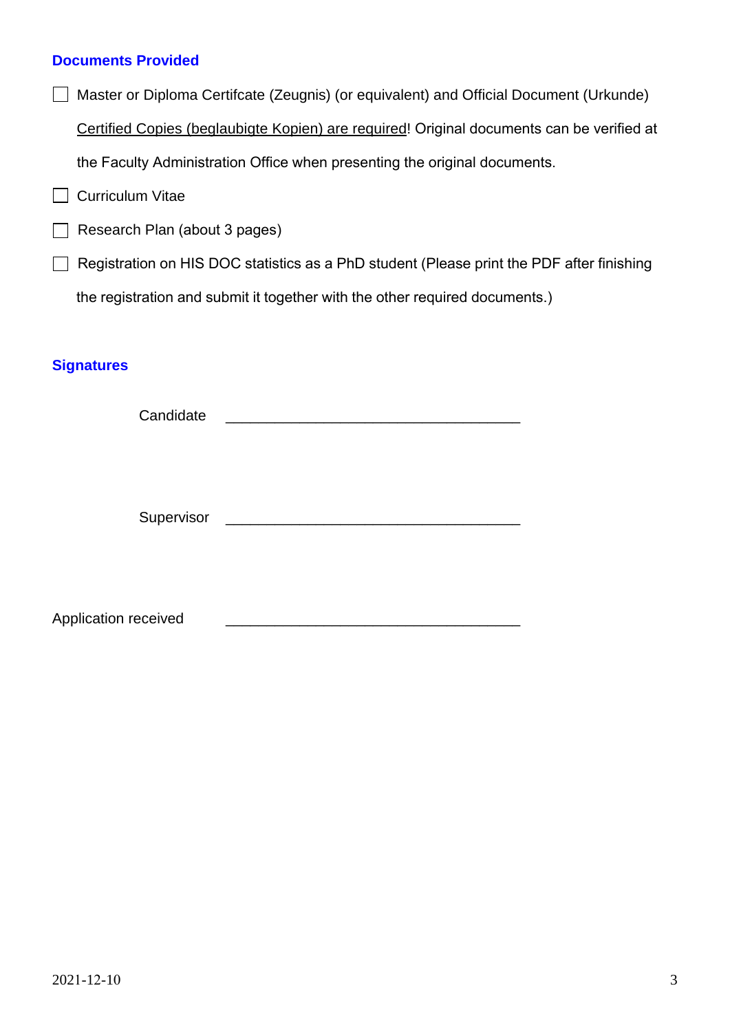### Documents Provided

- [ ] Master or Diploma Certifcate (Zeugnis) (or equivalent) and Official Document (Urkunde)
  Certified Copies (beglaubigte Kopien) are required! Original documents can be verified at the Faculty Administration Office when presenting the original documents.
- [ ] Curriculum Vitae
- [ ] Research Plan (about 3 pages)
- [ ] Registration on HIS DOC statistics as a PhD student (Please print the PDF after finishing the registration and submit it together with the other required documents.)

### Signatures

Candidate ____________________________________

Supervisor ____________________________________

Application received ____________________________________

2021-12-10